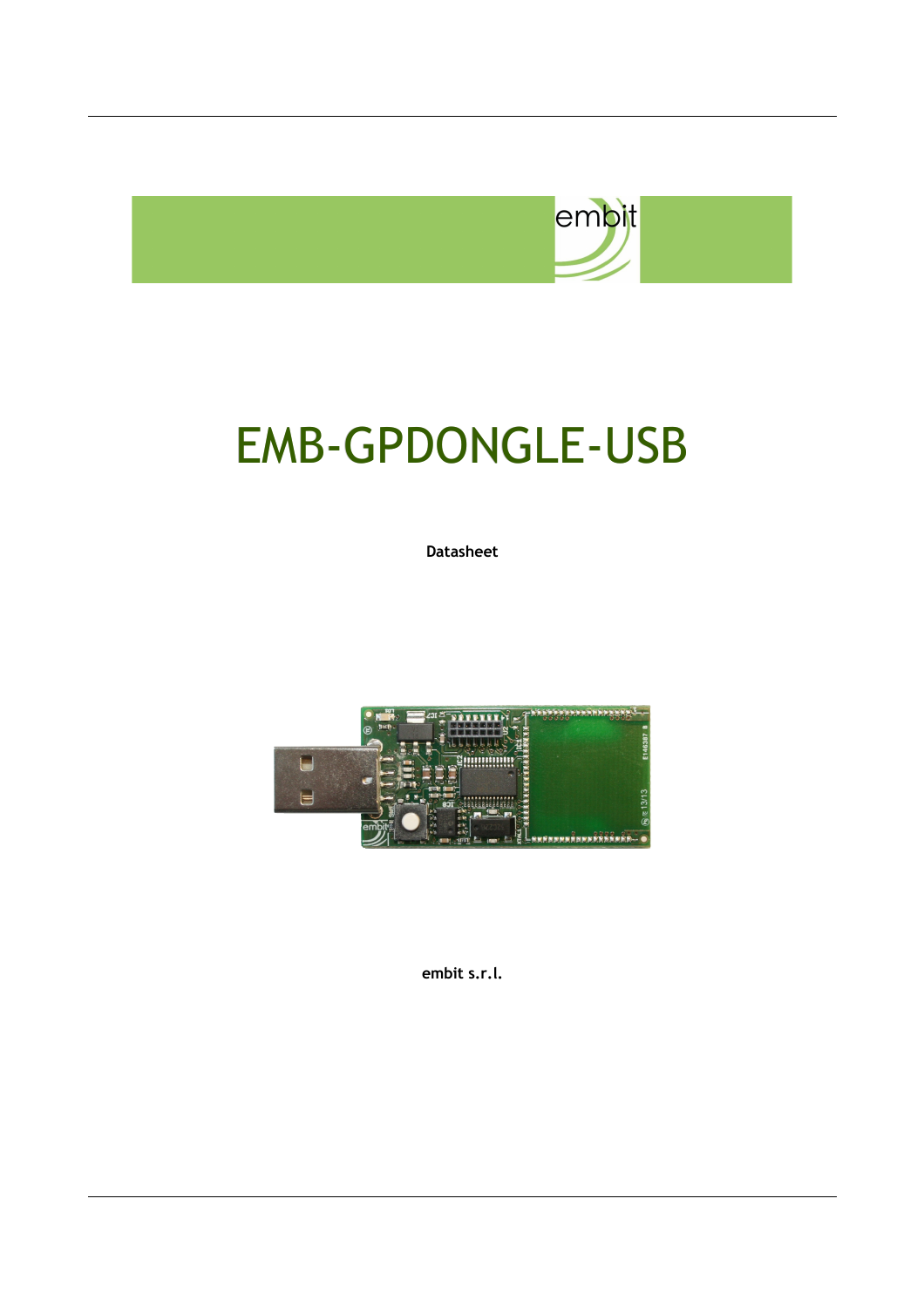# EMB-GPDONGLE-USB

**Datasheet**

**embit s.r.l.**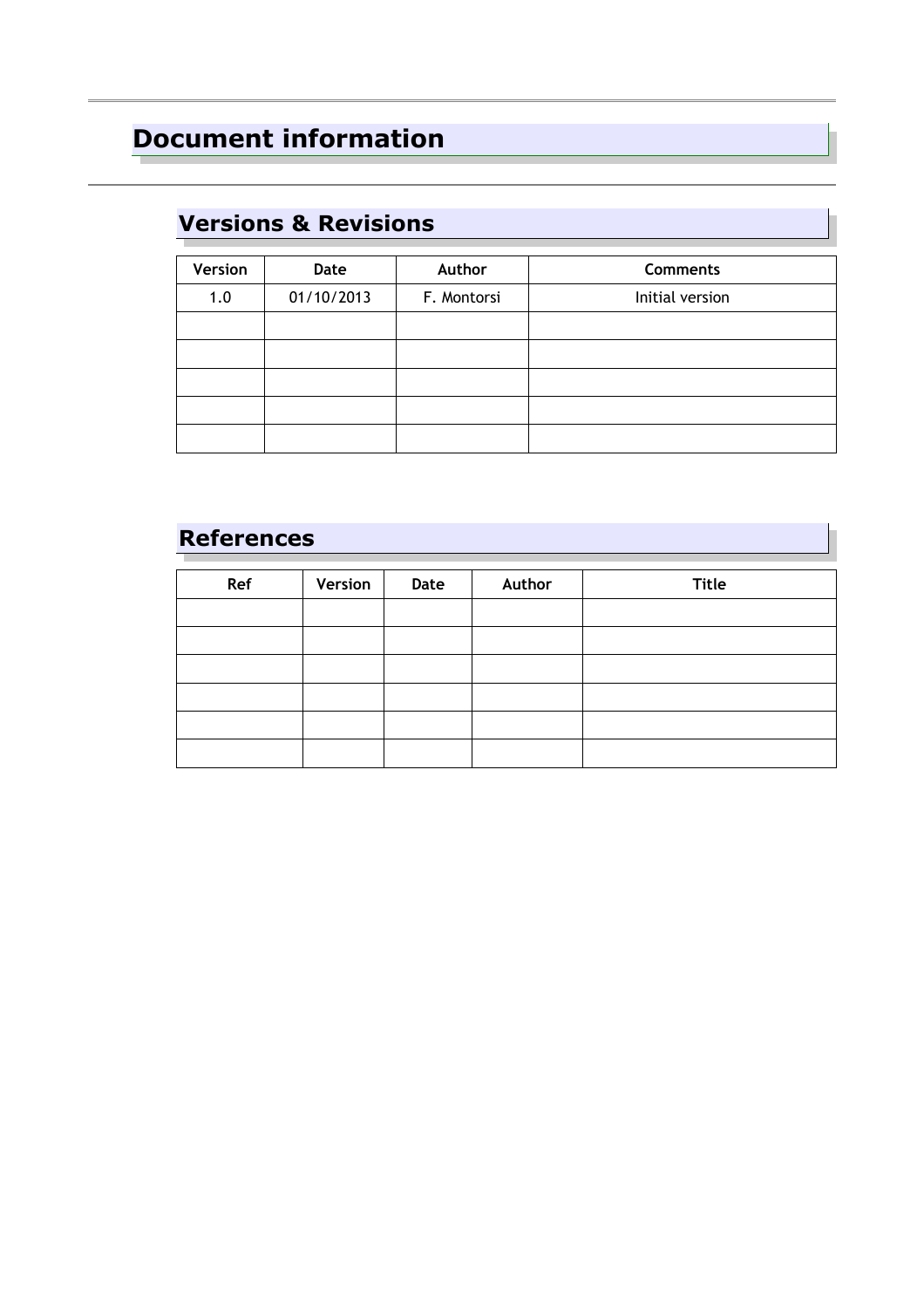# Document information

## Versions & Revisions

| Version | Date | Author | Comments |
|---|---|---|---|
| 1.0 | 01/10/2013 | F. Montorsi | Initial version |
| | | | |
| | | | |
| | | | |
| | | | |
| | | | |

## References

| Ref | Version | Date | Author | Title |
|---|---|---|---|---|
| | | | | |
| | | | | |
| | | | | |
| | | | | |
| | | | | |
| | | | | |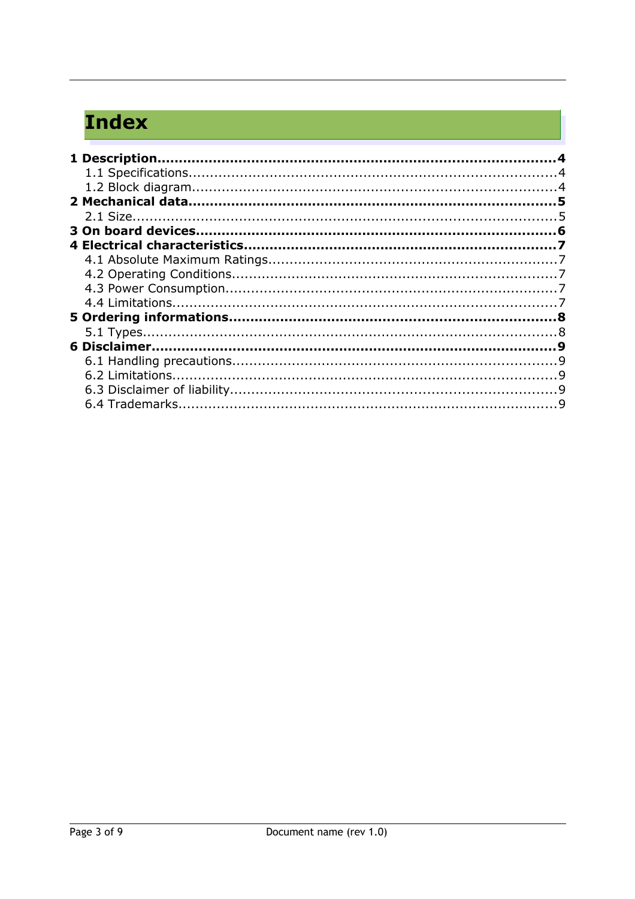# Index

**1 Description....................................................................................4**
  1.1 Specifications....................................................................................4
  1.2 Block diagram....................................................................................4
**2 Mechanical data....................................................................................5**
  2.1 Size....................................................................................5
**3 On board devices....................................................................................6**
**4 Electrical characteristics....................................................................................7**
  4.1 Absolute Maximum Ratings....................................................................................7
  4.2 Operating Conditions....................................................................................7
  4.3 Power Consumption....................................................................................7
  4.4 Limitations....................................................................................7
**5 Ordering informations....................................................................................8**
  5.1 Types....................................................................................8
**6 Disclaimer....................................................................................9**
  6.1 Handling precautions....................................................................................9
  6.2 Limitations....................................................................................9
  6.3 Disclaimer of liability....................................................................................9
  6.4 Trademarks....................................................................................9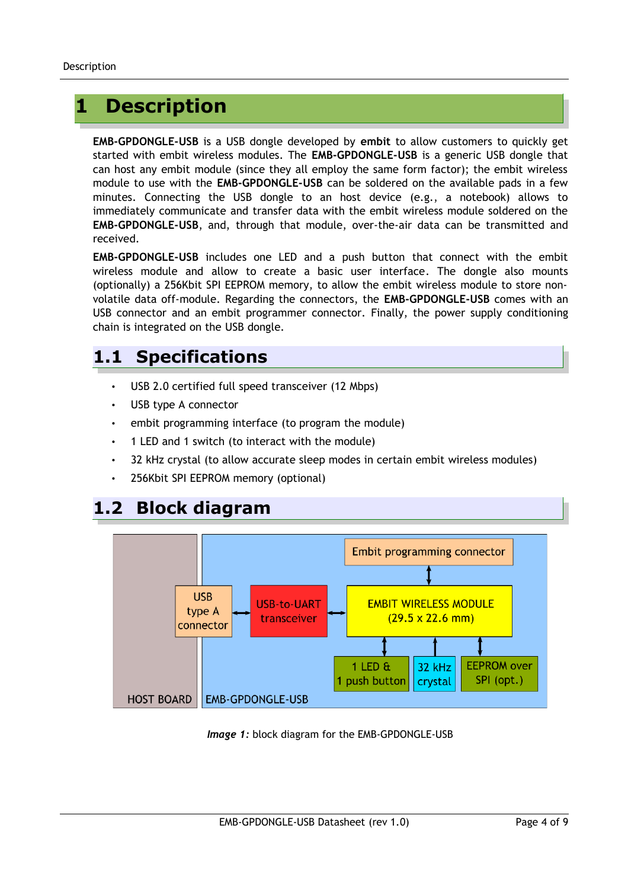# 1 Description

**EMB-GPDONGLE-USB** is a USB dongle developed by **embit** to allow customers to quickly get started with embit wireless modules. The **EMB-GPDONGLE-USB** is a generic USB dongle that can host any embit module (since they all employ the same form factor); the embit wireless module to use with the **EMB-GPDONGLE-USB** can be soldered on the available pads in a few minutes. Connecting the USB dongle to an host device (e.g., a notebook) allows to immediately communicate and transfer data with the embit wireless module soldered on the **EMB-GPDONGLE-USB**, and, through that module, over-the-air data can be transmitted and received.

**EMB-GPDONGLE-USB** includes one LED and a push button that connect with the embit wireless module and allow to create a basic user interface. The dongle also mounts (optionally) a 256Kbit SPI EEPROM memory, to allow the embit wireless module to store non-volatile data off-module. Regarding the connectors, the **EMB-GPDONGLE-USB** comes with an USB connector and an embit programmer connector. Finally, the power supply conditioning chain is integrated on the USB dongle.

## 1.1 Specifications

- USB 2.0 certified full speed transceiver (12 Mbps)
- USB type A connector
- embit programming interface (to program the module)
- 1 LED and 1 switch (to interact with the module)
- 32 kHz crystal (to allow accurate sleep modes in certain embit wireless modules)
- 256Kbit SPI EEPROM memory (optional)

## 1.2 Block diagram

HOST BOARD | EMB-GPDONGLE-USB

USB type A connector ↔ USB-to-UART transceiver ↔ EMBIT WIRELESS MODULE (29.5 x 22.6 mm)

Embit programming connector ↔ EMBIT WIRELESS MODULE

EMBIT WIRELESS MODULE ↔ 1 LED & 1 push button; 32 kHz crystal; EEPROM over SPI (opt.)

***Image 1:*** block diagram for the EMB-GPDONGLE-USB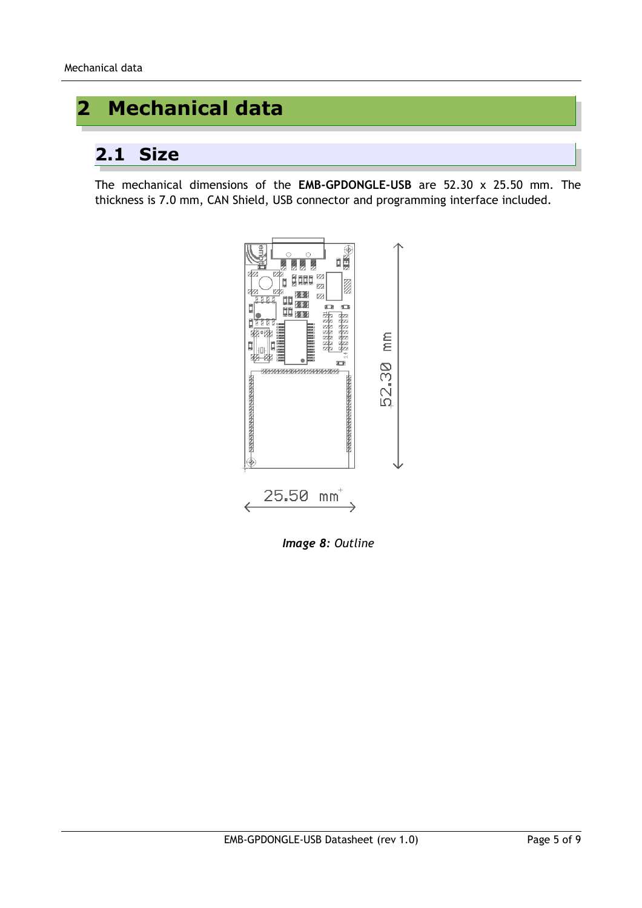# 2 Mechanical data

## 2.1 Size

The mechanical dimensions of the **EMB-GPDONGLE-USB** are 52.30 x 25.50 mm. The thickness is 7.0 mm, CAN Shield, USB connector and programming interface included.

***Image 8**: Outline*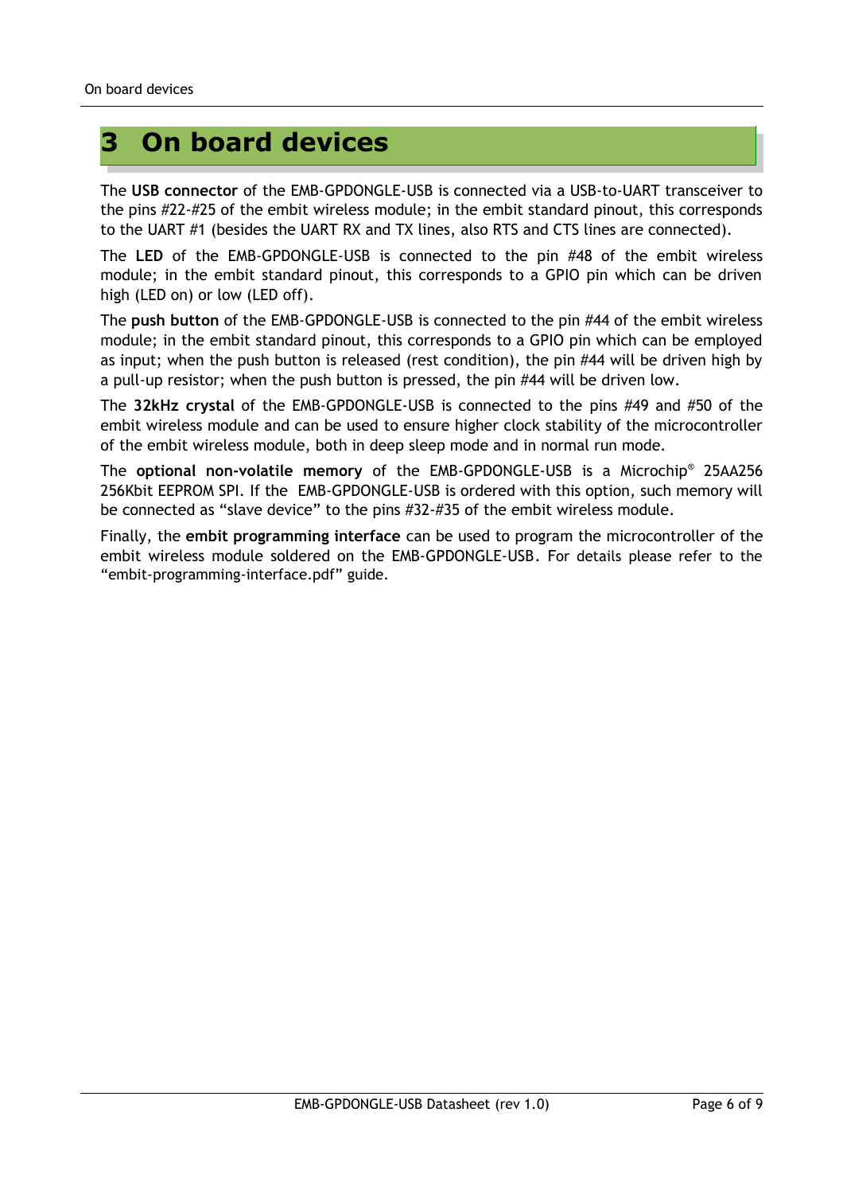# 3 On board devices

The **USB connector** of the EMB-GPDONGLE-USB is connected via a USB-to-UART transceiver to the pins #22-#25 of the embit wireless module; in the embit standard pinout, this corresponds to the UART #1 (besides the UART RX and TX lines, also RTS and CTS lines are connected).

The **LED** of the EMB-GPDONGLE-USB is connected to the pin #48 of the embit wireless module; in the embit standard pinout, this corresponds to a GPIO pin which can be driven high (LED on) or low (LED off).

The **push button** of the EMB-GPDONGLE-USB is connected to the pin #44 of the embit wireless module; in the embit standard pinout, this corresponds to a GPIO pin which can be employed as input; when the push button is released (rest condition), the pin #44 will be driven high by a pull-up resistor; when the push button is pressed, the pin #44 will be driven low.

The **32kHz crystal** of the EMB-GPDONGLE-USB is connected to the pins #49 and #50 of the embit wireless module and can be used to ensure higher clock stability of the microcontroller of the embit wireless module, both in deep sleep mode and in normal run mode.

The **optional non-volatile memory** of the EMB-GPDONGLE-USB is a Microchip® 25AA256 256Kbit EEPROM SPI. If the EMB-GPDONGLE-USB is ordered with this option, such memory will be connected as "slave device" to the pins #32-#35 of the embit wireless module.

Finally, the **embit programming interface** can be used to program the microcontroller of the embit wireless module soldered on the EMB-GPDONGLE-USB. For details please refer to the "embit-programming-interface.pdf" guide.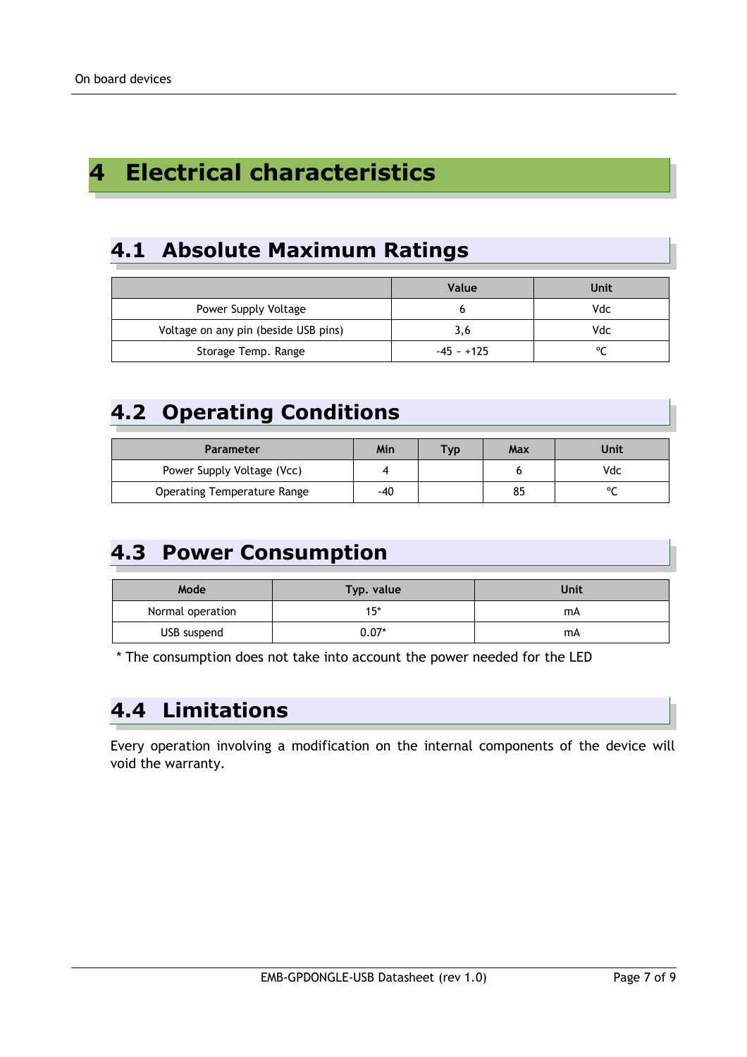# 4 Electrical characteristics

## 4.1 Absolute Maximum Ratings

| | Value | Unit |
|---|---|---|
| Power Supply Voltage | 6 | Vdc |
| Voltage on any pin (beside USB pins) | 3,6 | Vdc |
| Storage Temp. Range | -45 ~ +125 | °C |

## 4.2 Operating Conditions

| Parameter | Min | Typ | Max | Unit |
|---|---|---|---|---|
| Power Supply Voltage (Vcc) | 4 | | 6 | Vdc |
| Operating Temperature Range | -40 | | 85 | °C |

## 4.3 Power Consumption

| Mode | Typ. value | Unit |
|---|---|---|
| Normal operation | 15* | mA |
| USB suspend | 0.07* | mA |

* The consumption does not take into account the power needed for the LED

## 4.4 Limitations

Every operation involving a modification on the internal components of the device will void the warranty.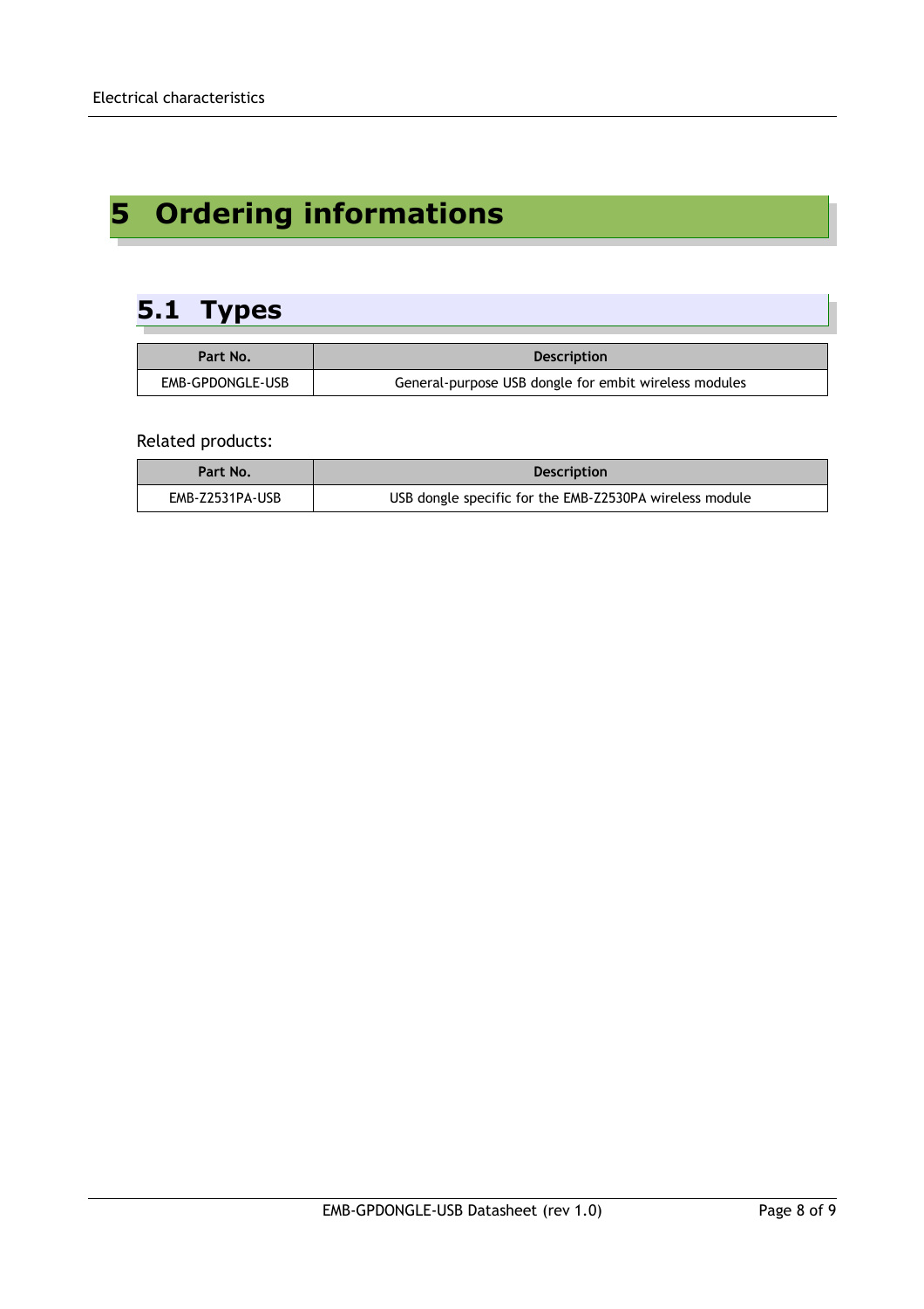# 5 Ordering informations

## 5.1 Types

| Part No. | Description |
|---|---|
| EMB-GPDONGLE-USB | General-purpose USB dongle for embit wireless modules |

Related products:

| Part No. | Description |
|---|---|
| EMB-Z2531PA-USB | USB dongle specific for the EMB-Z2530PA wireless module |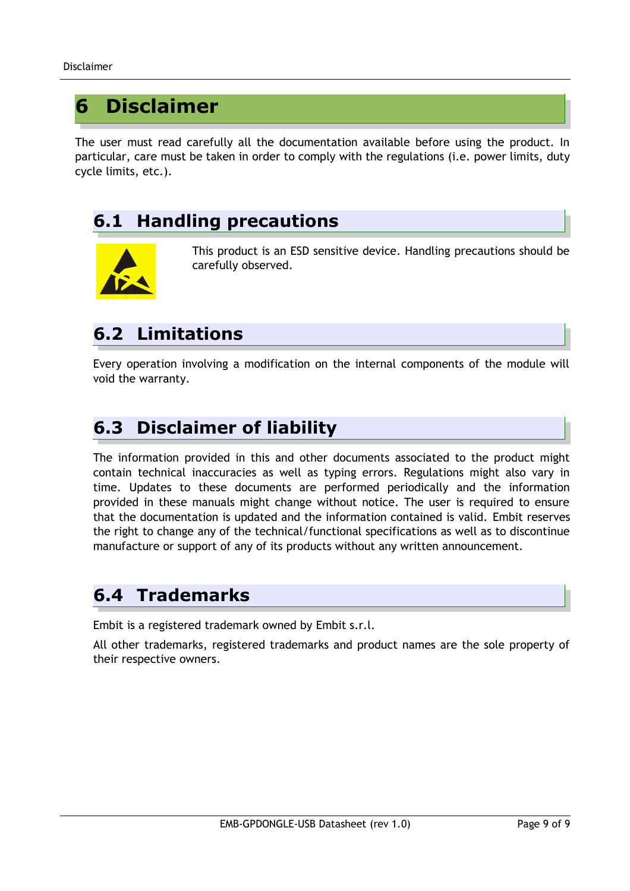# 6 Disclaimer

The user must read carefully all the documentation available before using the product. In particular, care must be taken in order to comply with the regulations (i.e. power limits, duty cycle limits, etc.).

## 6.1 Handling precautions

This product is an ESD sensitive device. Handling precautions should be carefully observed.

## 6.2 Limitations

Every operation involving a modification on the internal components of the module will void the warranty.

## 6.3 Disclaimer of liability

The information provided in this and other documents associated to the product might contain technical inaccuracies as well as typing errors. Regulations might also vary in time. Updates to these documents are performed periodically and the information provided in these manuals might change without notice. The user is required to ensure that the documentation is updated and the information contained is valid. Embit reserves the right to change any of the technical/functional specifications as well as to discontinue manufacture or support of any of its products without any written announcement.

## 6.4 Trademarks

Embit is a registered trademark owned by Embit s.r.l.

All other trademarks, registered trademarks and product names are the sole property of their respective owners.